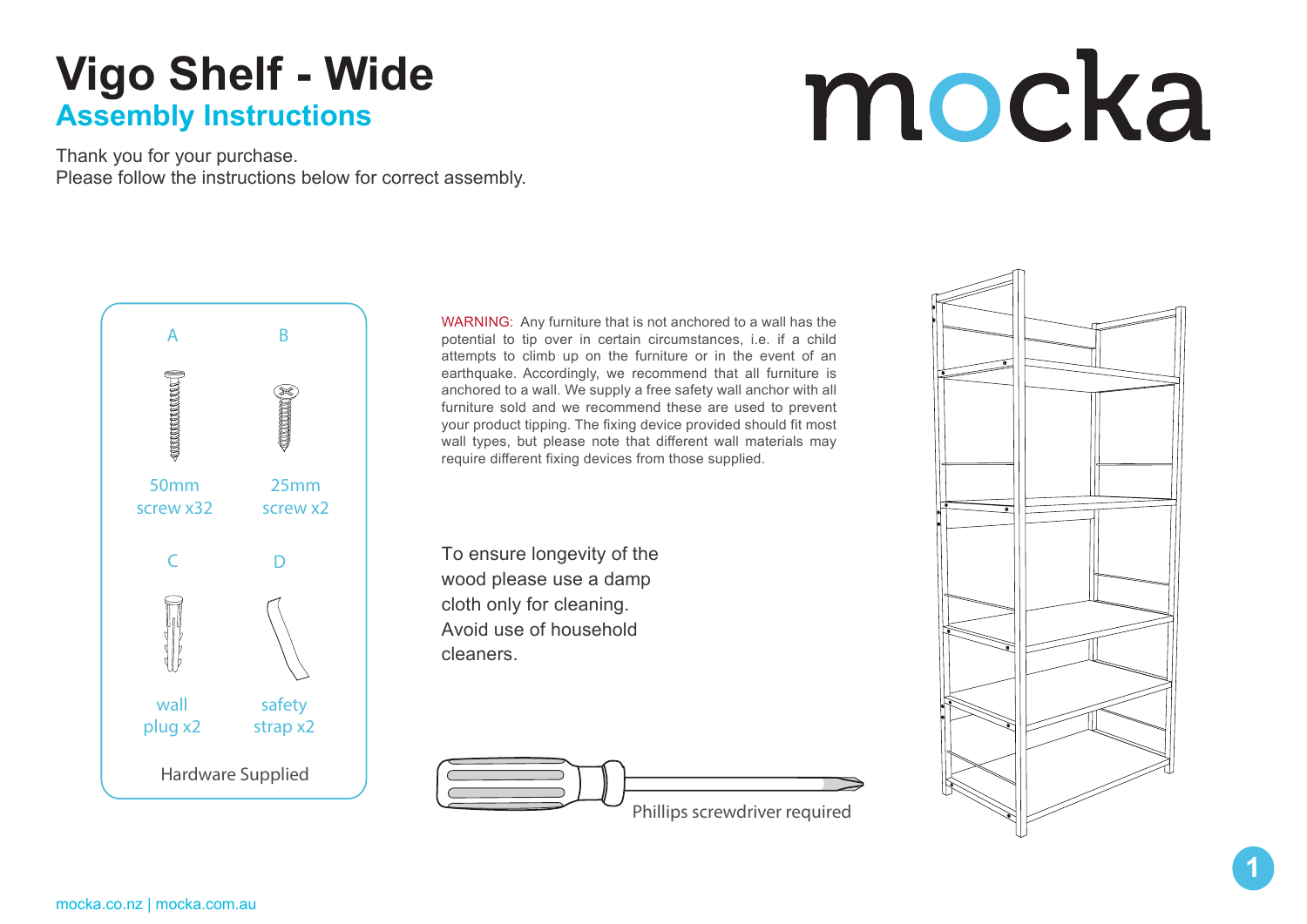# Vigo Shelf - Wide

## Assembly Instructions

Thank you for your purchase.
Please follow the instructions below for correct assembly.

mocka

A

50mm
screw x32

B

25mm
screw x2

C

wall
plug x2

D

safety
strap x2

Hardware Supplied

WARNING: Any furniture that is not anchored to a wall has the potential to tip over in certain circumstances, i.e. if a child attempts to climb up on the furniture or in the event of an earthquake. Accordingly, we recommend that all furniture is anchored to a wall. We supply a free safety wall anchor with all furniture sold and we recommend these are used to prevent your product tipping. The fixing device provided should fit most wall types, but please note that different wall materials may require different fixing devices from those supplied.

To ensure longevity of the wood please use a damp cloth only for cleaning. Avoid use of household cleaners.

Phillips screwdriver required

mocka.co.nz | mocka.com.au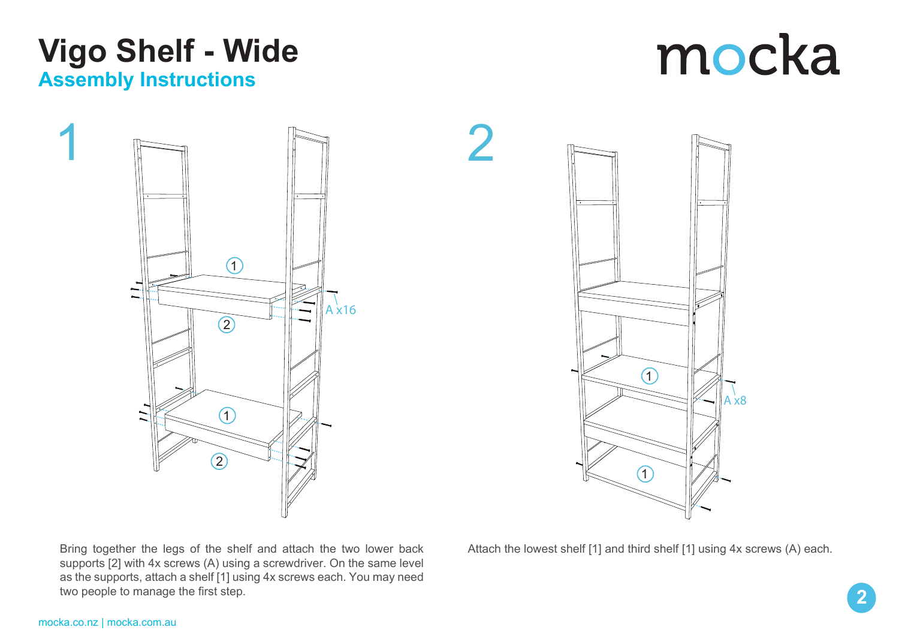# Vigo Shelf - Wide

## Assembly Instructions

mocka

1

1

2

A x16

1

2

Bring together the legs of the shelf and attach the two lower back supports [2] with 4x screws (A) using a screwdriver. On the same level as the supports, attach a shelf [1] using 4x screws each. You may need two people to manage the first step.

2

1

A x8

1

Attach the lowest shelf [1] and third shelf [1] using 4x screws (A) each.

mocka.co.nz | mocka.com.au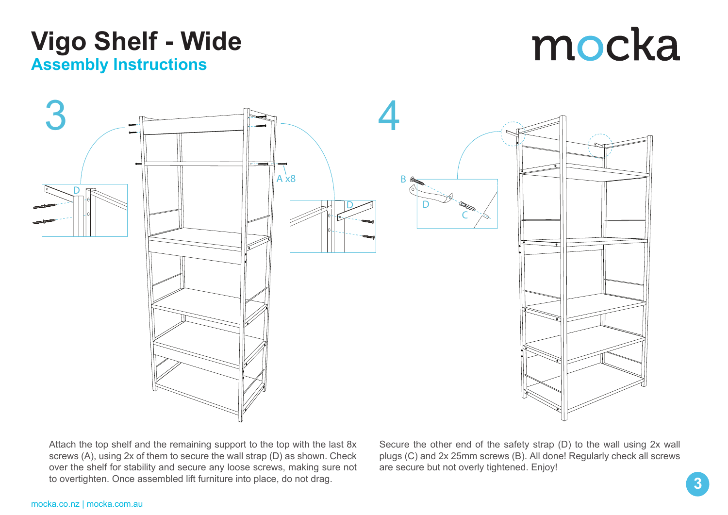# Vigo Shelf - Wide

## Assembly Instructions

mocka

3

A x8

D

D

Attach the top shelf and the remaining support to the top with the last 8x screws (A), using 2x of them to secure the wall strap (D) as shown. Check over the shelf for stability and secure any loose screws, making sure not to overtighten. Once assembled lift furniture into place, do not drag.

4

B

D

C

Secure the other end of the safety strap (D) to the wall using 2x wall plugs (C) and 2x 25mm screws (B). All done! Regularly check all screws are secure but not overly tightened. Enjoy!

mocka.co.nz | mocka.com.au